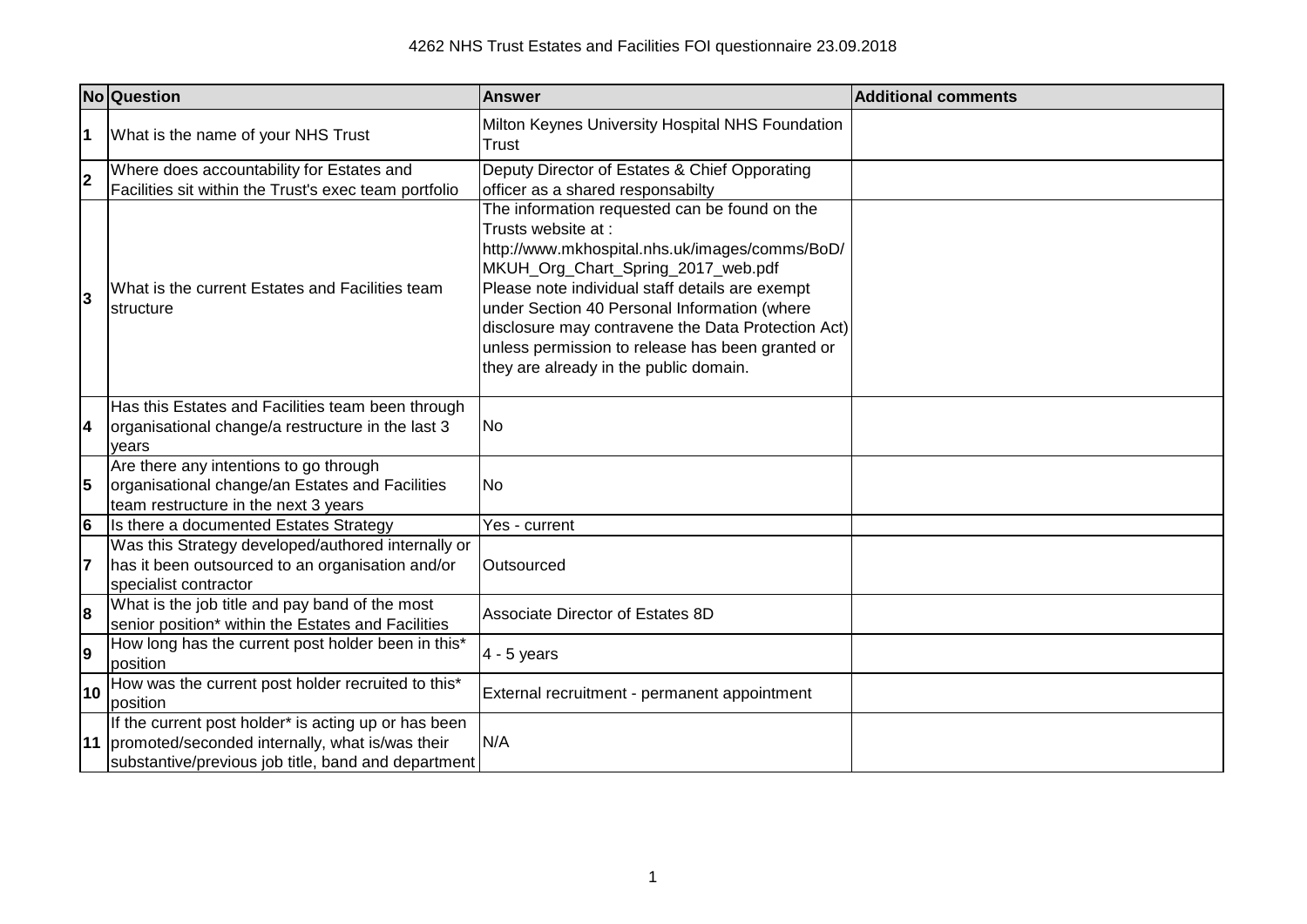# 4262 NHS Trust Estates and Facilities FOI questionnaire 23.09.2018

| No | Question | Answer | Additional comments |
|---|---|---|---|
| 1 | What is the name of your NHS Trust | Milton Keynes University Hospital NHS Foundation Trust | |
| 2 | Where does accountability for Estates and Facilities sit within the Trust's exec team portfolio | Deputy Director of Estates & Chief Opporating officer as a shared responsabilty | |
| 3 | What is the current Estates and Facilities team structure | The information requested can be found on the Trusts website at : http://www.mkhospital.nhs.uk/images/comms/BoD/MKUH_Org_Chart_Spring_2017_web.pdf Please note individual staff details are exempt under Section 40 Personal Information (where disclosure may contravene the Data Protection Act) unless permission to release has been granted or they are already in the public domain. | |
| 4 | Has this Estates and Facilities team been through organisational change/a restructure in the last 3 years | No | |
| 5 | Are there any intentions to go through organisational change/an Estates and Facilities team restructure in the next 3 years | No | |
| 6 | Is there a documented Estates Strategy | Yes - current | |
| 7 | Was this Strategy developed/authored internally or has it been outsourced to an organisation and/or specialist contractor | Outsourced | |
| 8 | What is the job title and pay band of the most senior position* within the Estates and Facilities | Associate Director of Estates 8D | |
| 9 | How long has the current post holder been in this* position | 4 - 5 years | |
| 10 | How was the current post holder recruited to this* position | External recruitment - permanent appointment | |
| 11 | If the current post holder* is acting up or has been promoted/seconded internally, what is/was their substantive/previous job title, band and department | N/A | |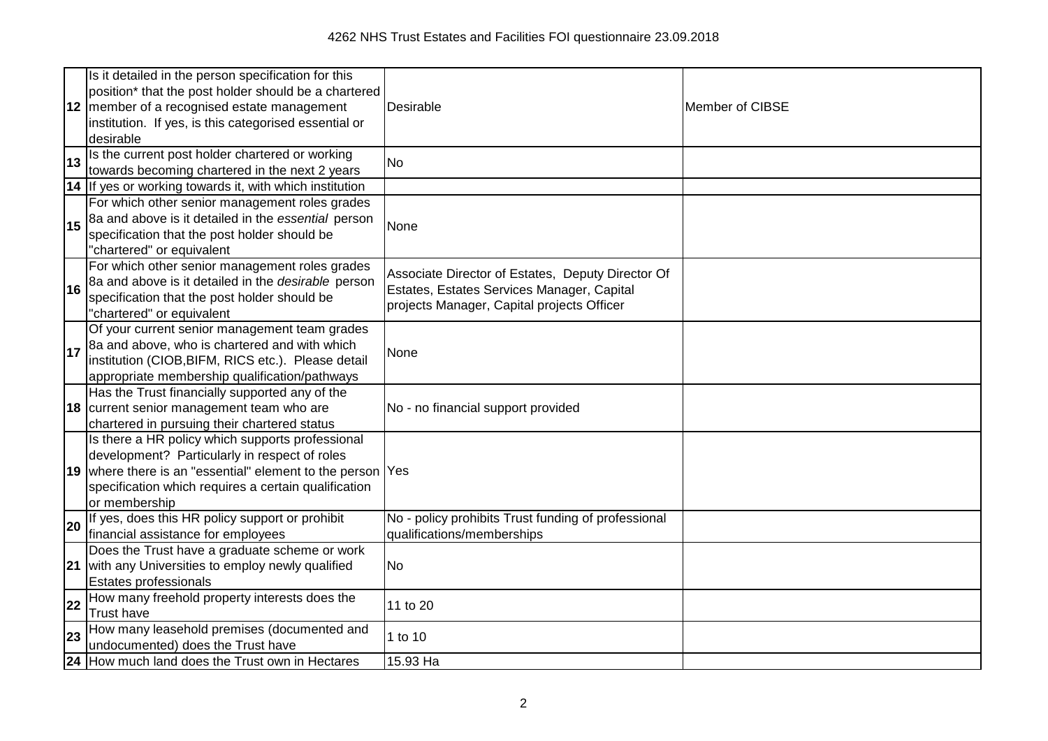| | | | |
|---|---|---|---|
| **12** | Is it detailed in the person specification for this position* that the post holder should be a chartered member of a recognised estate management institution. If yes, is this categorised essential or desirable | Desirable | Member of CIBSE |
| **13** | Is the current post holder chartered or working towards becoming chartered in the next 2 years | No | |
| **14** | If yes or working towards it, with which institution | | |
| **15** | For which other senior management roles grades 8a and above is it detailed in the *essential* person specification that the post holder should be "chartered" or equivalent | None | |
| **16** | For which other senior management roles grades 8a and above is it detailed in the *desirable* person specification that the post holder should be "chartered" or equivalent | Associate Director of Estates, Deputy Director Of Estates, Estates Services Manager, Capital projects Manager, Capital projects Officer | |
| **17** | Of your current senior management team grades 8a and above, who is chartered and with which institution (CIOB,BIFM, RICS etc.). Please detail appropriate membership qualification/pathways | None | |
| **18** | Has the Trust financially supported any of the current senior management team who are chartered in pursuing their chartered status | No - no financial support provided | |
| **19** | Is there a HR policy which supports professional development? Particularly in respect of roles where there is an "essential" element to the person specification which requires a certain qualification or membership | Yes | |
| **20** | If yes, does this HR policy support or prohibit financial assistance for employees | No - policy prohibits Trust funding of professional qualifications/memberships | |
| **21** | Does the Trust have a graduate scheme or work with any Universities to employ newly qualified Estates professionals | No | |
| **22** | How many freehold property interests does the Trust have | 11 to 20 | |
| **23** | How many leasehold premises (documented and undocumented) does the Trust have | 1 to 10 | |
| **24** | How much land does the Trust own in Hectares | 15.93 Ha | |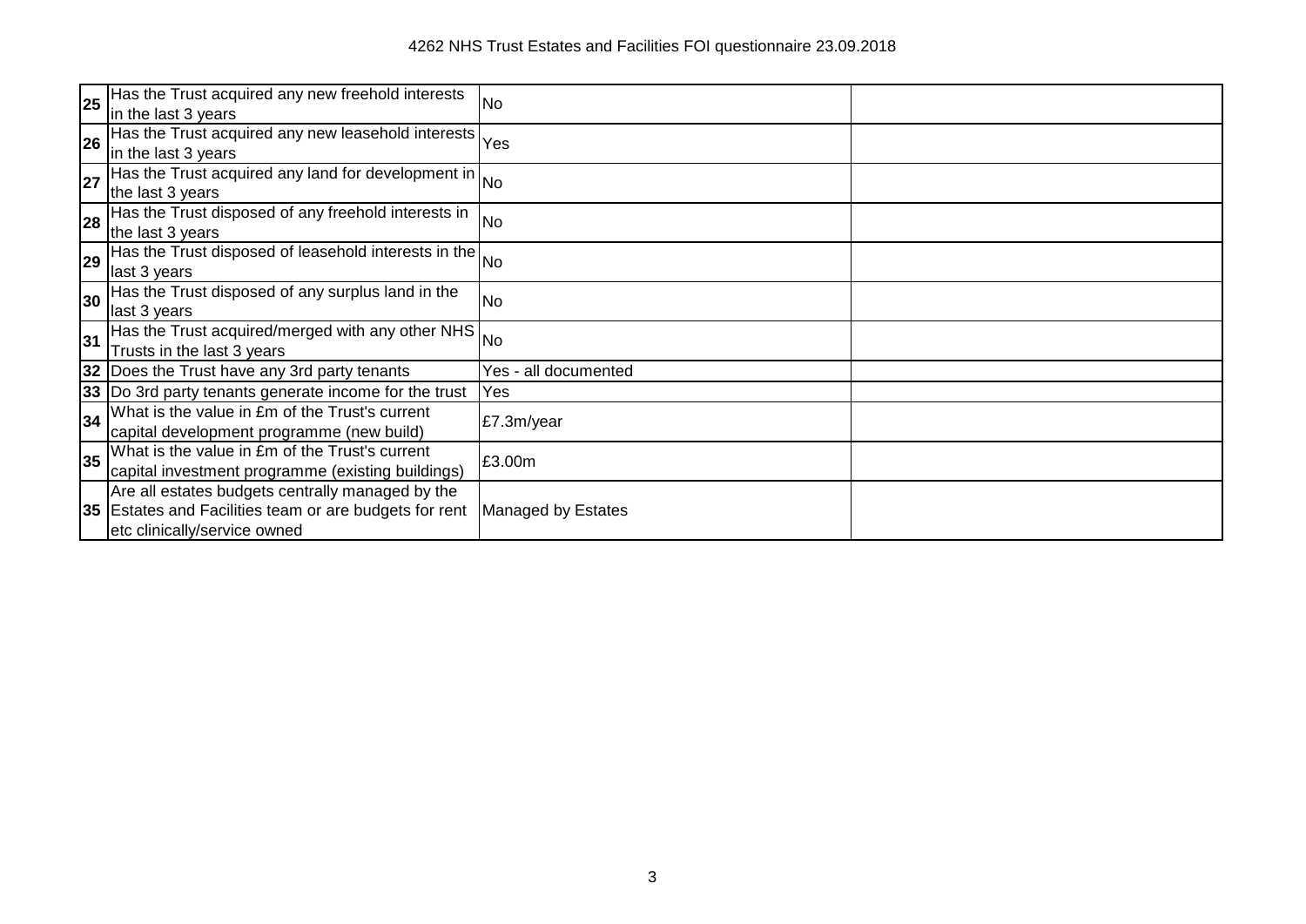| | | | |
|---|---|---|---|
| **25** | Has the Trust acquired any new freehold interests in the last 3 years | No | |
| **26** | Has the Trust acquired any new leasehold interests in the last 3 years | Yes | |
| **27** | Has the Trust acquired any land for development in the last 3 years | No | |
| **28** | Has the Trust disposed of any freehold interests in the last 3 years | No | |
| **29** | Has the Trust disposed of leasehold interests in the last 3 years | No | |
| **30** | Has the Trust disposed of any surplus land in the last 3 years | No | |
| **31** | Has the Trust acquired/merged with any other NHS Trusts in the last 3 years | No | |
| **32** | Does the Trust have any 3rd party tenants | Yes - all documented | |
| **33** | Do 3rd party tenants generate income for the trust | Yes | |
| **34** | What is the value in £m of the Trust's current capital development programme (new build) | £7.3m/year | |
| **35** | What is the value in £m of the Trust's current capital investment programme (existing buildings) | £3.00m | |
| **35** | Are all estates budgets centrally managed by the Estates and Facilities team or are budgets for rent etc clinically/service owned | Managed by Estates | |